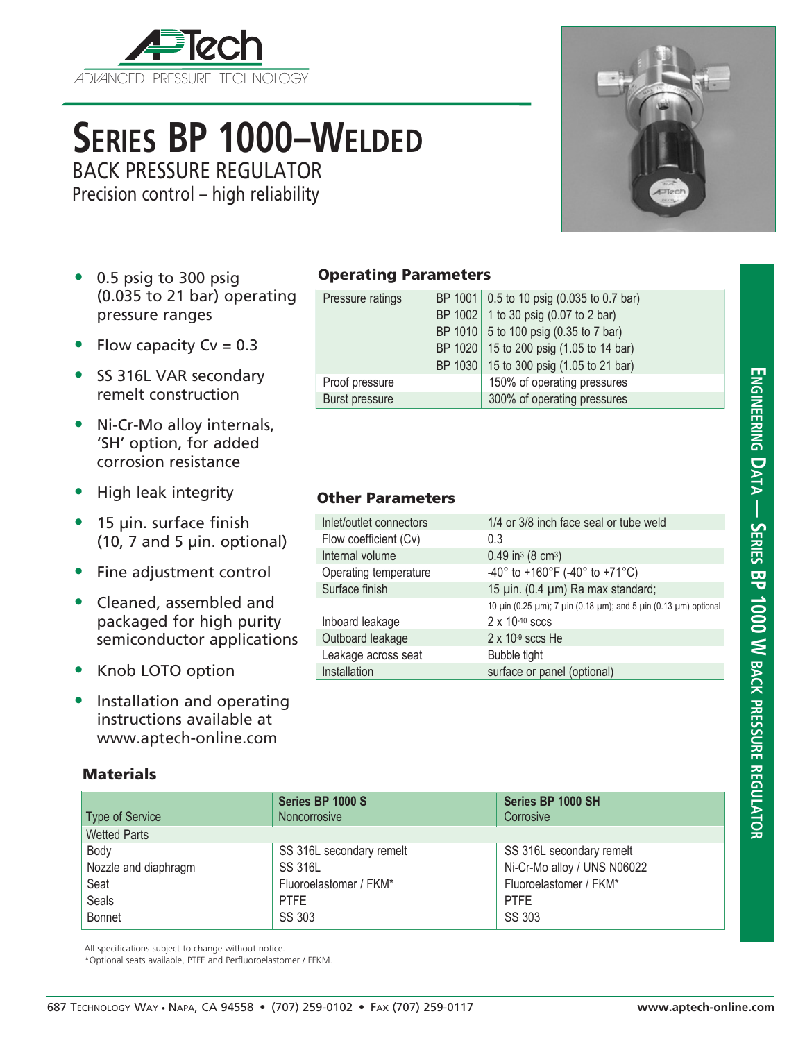APTech ADVANCED PRESSURE TECHNOLOGY

# SERIES BP 1000–WELDED

## BACK PRESSURE REGULATOR

Precision control – high reliability

- 0.5 psig to 300 psig (0.035 to 21 bar) operating pressure ranges
- Flow capacity Cv = 0.3
- SS 316L VAR secondary remelt construction
- Ni-Cr-Mo alloy internals, 'SH' option, for added corrosion resistance
- High leak integrity
- 15 µin. surface finish (10, 7 and 5 µin. optional)
- Fine adjustment control
- Cleaned, assembled and packaged for high purity semiconductor applications
- Knob LOTO option
- Installation and operating instructions available at www.aptech-online.com

### Operating Parameters

| | | |
|---|---|---|
| Pressure ratings | BP 1001 | 0.5 to 10 psig (0.035 to 0.7 bar) |
| | BP 1002 | 1 to 30 psig (0.07 to 2 bar) |
| | BP 1010 | 5 to 100 psig (0.35 to 7 bar) |
| | BP 1020 | 15 to 200 psig (1.05 to 14 bar) |
| | BP 1030 | 15 to 300 psig (1.05 to 21 bar) |
| Proof pressure | | 150% of operating pressures |
| Burst pressure | | 300% of operating pressures |

### Other Parameters

| | |
|---|---|
| Inlet/outlet connectors | 1/4 or 3/8 inch face seal or tube weld |
| Flow coefficient (Cv) | 0.3 |
| Internal volume | 0.49 in$^3$ (8 cm$^3$) |
| Operating temperature | -40° to +160°F (-40° to +71°C) |
| Surface finish | 15 µin. (0.4 µm) Ra max standard; 10 µin (0.25 µm); 7 µin (0.18 µm); and 5 µin (0.13 µm) optional |
| Inboard leakage | 2 x 10$^{-10}$ sccs |
| Outboard leakage | 2 x 10$^{-9}$ sccs He |
| Leakage across seat | Bubble tight |
| Installation | surface or panel (optional) |

### Materials

| Type of Service | Series BP 1000 S<br>Noncorrosive | Series BP 1000 SH<br>Corrosive |
|---|---|---|
| Wetted Parts | | |
| Body | SS 316L secondary remelt | SS 316L secondary remelt |
| Nozzle and diaphragm | SS 316L | Ni-Cr-Mo alloy / UNS N06022 |
| Seat | Fluoroelastomer / FKM* | Fluoroelastomer / FKM* |
| Seals | PTFE | PTFE |
| Bonnet | SS 303 | SS 303 |

All specifications subject to change without notice.
*Optional seats available, PTFE and Perfluoroelastomer / FFKM.

ENGINEERING DATA — SERIES BP 1000 W BACK PRESSURE REGULATOR

687 TECHNOLOGY WAY • NAPA, CA 94558 • (707) 259-0102 • FAX (707) 259-0117 www.aptech-online.com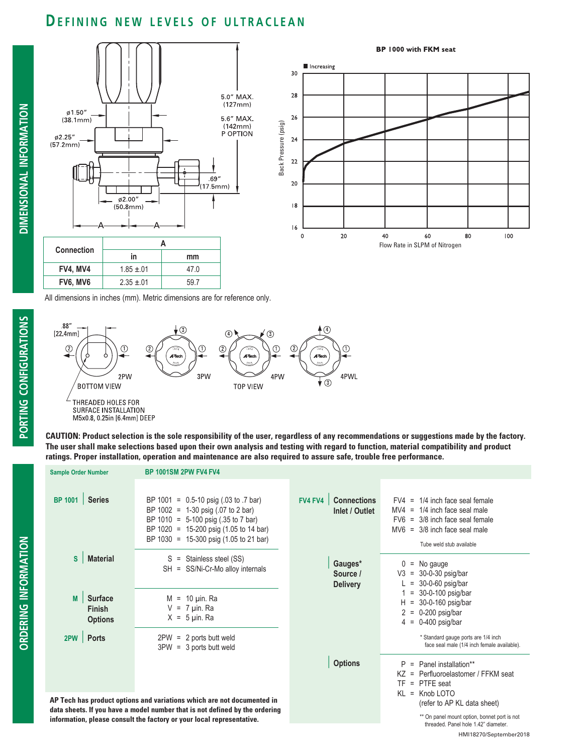# DEFINING NEW LEVELS OF ULTRACLEAN

## DIMENSIONAL INFORMATION

ø1.50" (38.1mm)

ø2.25" (57.2mm)

5.0" MAX. (127mm)

5.6" MAX. (142mm) P OPTION

.69" (17.5mm)

ø2.00" (50.8mm)

A A

BP 1000 with FKM seat

Increasing

Back Pressure (psig)

30 28 26 24 22 20 18 16

0 20 40 60 80 100

Flow Rate in SLPM of Nitrogen

| Connection | A | |
|---|---|---|
| | in | mm |
| FV4, MV4 | 1.85 ±.01 | 47.0 |
| FV6, MV6 | 2.35 ±.01 | 59.7 |

All dimensions in inches (mm). Metric dimensions are for reference only.

## PORTING CONFIGURATIONS

.88" [22.4mm]

BOTTOM VIEW

2PW 3PW 4PW 4PWL

TOP VIEW

THREADED HOLES FOR SURFACE INSTALLATION M5x0.8, 0.25in [6.4mm] DEEP

**CAUTION: Product selection is the sole responsibility of the user, regardless of any recommendations or suggestions made by the factory. The user shall make selections based upon their own analysis and testing with regard to function, material compatibility and product ratings. Proper installation, operation and maintenance are also required to assure safe, trouble free performance.**

## ORDERING INFORMATION

**Sample Order Number** **BP 1001SM 2PW FV4 FV4**

**BP 1001 | Series**

- BP 1001 = 0.5-10 psig (.03 to .7 bar)
- BP 1002 = 1-30 psig (.07 to 2 bar)
- BP 1010 = 5-100 psig (.35 to 7 bar)
- BP 1020 = 15-200 psig (1.05 to 14 bar)
- BP 1030 = 15-300 psig (1.05 to 21 bar)

**S | Material**

- S = Stainless steel (SS)
- SH = SS/Ni-Cr-Mo alloy internals

**M | Surface Finish Options**

- M = 10 µin. Ra
- V = 7 µin. Ra
- X = 5 µin. Ra

**2PW | Ports**

- 2PW = 2 ports butt weld
- 3PW = 3 ports butt weld

**FV4 FV4 | Connections Inlet / Outlet**

- FV4 = 1/4 inch face seal female
- MV4 = 1/4 inch face seal male
- FV6 = 3/8 inch face seal female
- MV6 = 3/8 inch face seal male

Tube weld stub available

**Gauges* Source / Delivery**

- 0 = No gauge
- V3 = 30-0-30 psig/bar
- L = 30-0-60 psig/bar
- 1 = 30-0-100 psig/bar
- H = 30-0-160 psig/bar
- 2 = 0-200 psig/bar
- 4 = 0-400 psig/bar

\* Standard gauge ports are 1/4 inch face seal male (1/4 inch female available).

**Options**

- P = Panel installation**
- KZ = Perfluoroelastomer / FFKM seat
- TF = PTFE seat
- KL = Knob LOTO (refer to AP KL data sheet)

** On panel mount option, bonnet port is not threaded. Panel hole 1.42" diameter.

**AP Tech has product options and variations which are not documented in data sheets. If you have a model number that is not defined by the ordering information, please consult the factory or your local representative.**

HMI18270/September2018